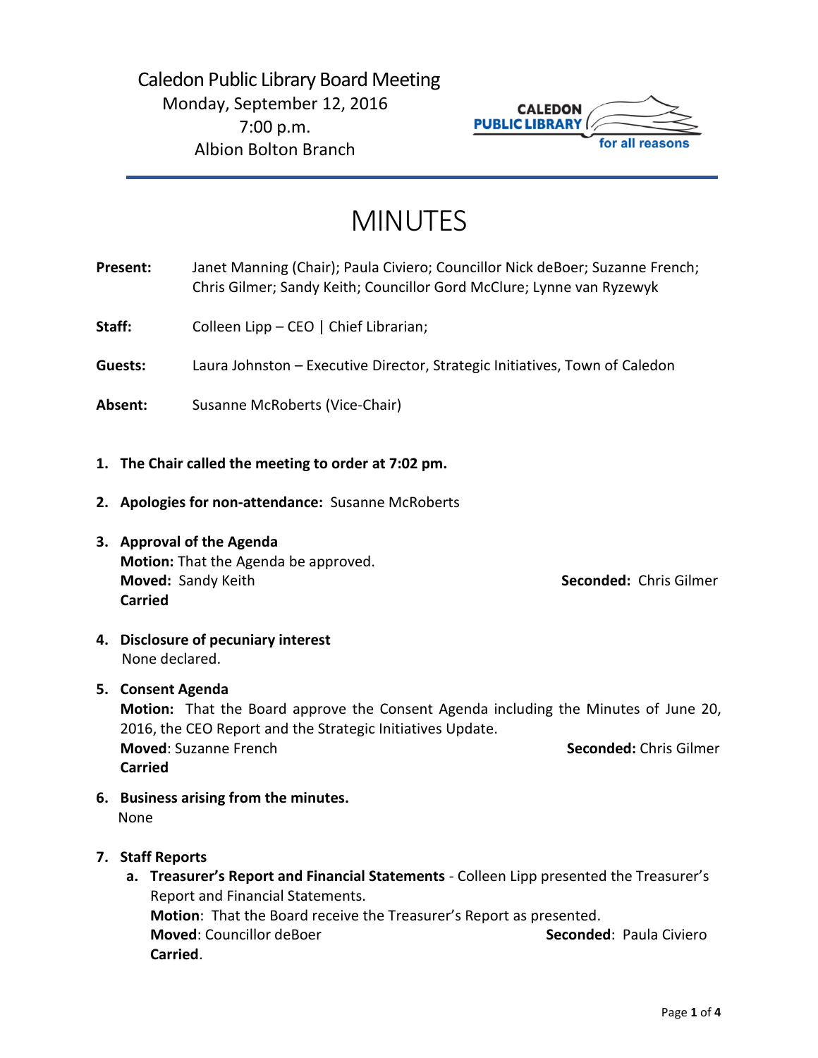Caledon Public Library Board Meeting
Monday, September 12, 2016
7:00 p.m.
Albion Bolton Branch

CALEDON PUBLIC LIBRARY for all reasons

# MINUTES

**Present:** Janet Manning (Chair); Paula Civiero; Councillor Nick deBoer; Suzanne French; Chris Gilmer; Sandy Keith; Councillor Gord McClure; Lynne van Ryzewyk

**Staff:** Colleen Lipp – CEO | Chief Librarian;

**Guests:** Laura Johnston – Executive Director, Strategic Initiatives, Town of Caledon

**Absent:** Susanne McRoberts (Vice-Chair)

1. **The Chair called the meeting to order at 7:02 pm.**

2. **Apologies for non-attendance:** Susanne McRoberts

3. **Approval of the Agenda**
   **Motion:** That the Agenda be approved.
   **Moved:** Sandy Keith **Seconded:** Chris Gilmer
   **Carried**

4. **Disclosure of pecuniary interest**
   None declared.

5. **Consent Agenda**
   **Motion:** That the Board approve the Consent Agenda including the Minutes of June 20, 2016, the CEO Report and the Strategic Initiatives Update.
   **Moved**: Suzanne French **Seconded:** Chris Gilmer
   **Carried**

6. **Business arising from the minutes.**
   None

7. **Staff Reports**
   a. **Treasurer's Report and Financial Statements** - Colleen Lipp presented the Treasurer's Report and Financial Statements.
      **Motion**: That the Board receive the Treasurer's Report as presented.
      **Moved**: Councillor deBoer **Seconded**: Paula Civiero
      **Carried**.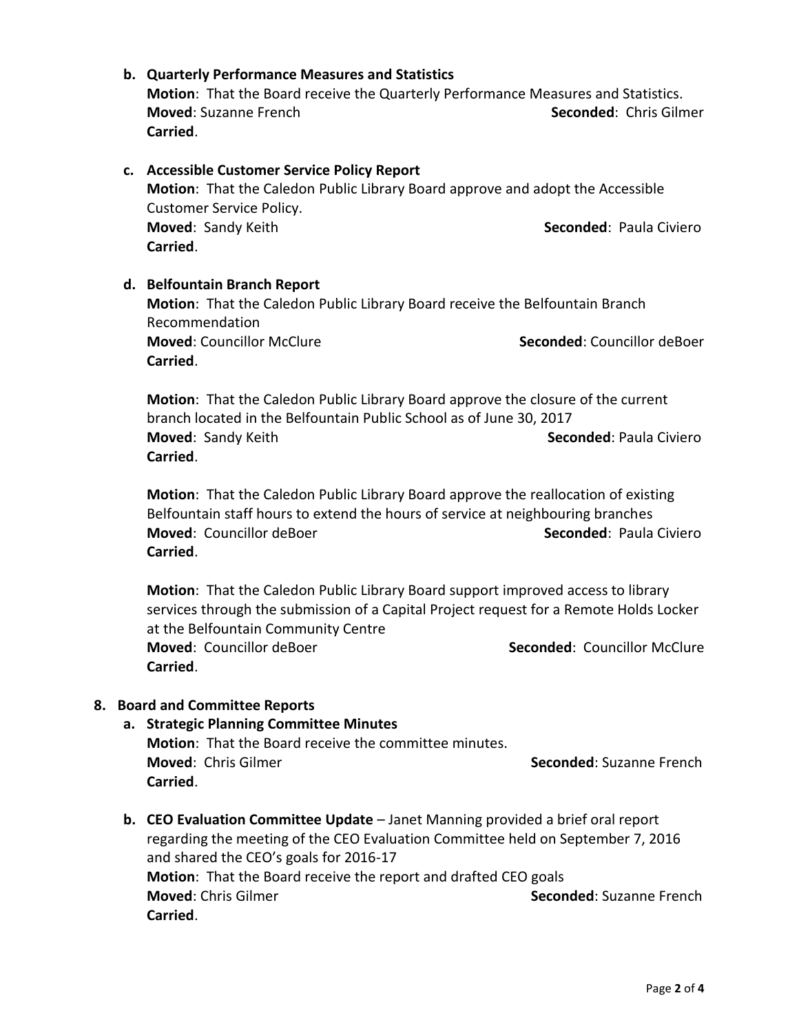b. **Quarterly Performance Measures and Statistics**
   **Motion**: That the Board receive the Quarterly Performance Measures and Statistics.
   **Moved**: Suzanne French **Seconded**: Chris Gilmer
   **Carried**.

c. **Accessible Customer Service Policy Report**
   **Motion**: That the Caledon Public Library Board approve and adopt the Accessible Customer Service Policy.
   **Moved**: Sandy Keith **Seconded**: Paula Civiero
   **Carried**.

d. **Belfountain Branch Report**
   **Motion**: That the Caledon Public Library Board receive the Belfountain Branch Recommendation
   **Moved**: Councillor McClure **Seconded**: Councillor deBoer
   **Carried**.

   **Motion**: That the Caledon Public Library Board approve the closure of the current branch located in the Belfountain Public School as of June 30, 2017
   **Moved**: Sandy Keith **Seconded**: Paula Civiero
   **Carried**.

   **Motion**: That the Caledon Public Library Board approve the reallocation of existing Belfountain staff hours to extend the hours of service at neighbouring branches
   **Moved**: Councillor deBoer **Seconded**: Paula Civiero
   **Carried**.

   **Motion**: That the Caledon Public Library Board support improved access to library services through the submission of a Capital Project request for a Remote Holds Locker at the Belfountain Community Centre
   **Moved**: Councillor deBoer **Seconded**: Councillor McClure
   **Carried**.

## 8. Board and Committee Reports

a. **Strategic Planning Committee Minutes**
   **Motion**: That the Board receive the committee minutes.
   **Moved**: Chris Gilmer **Seconded**: Suzanne French
   **Carried**.

b. **CEO Evaluation Committee Update** – Janet Manning provided a brief oral report regarding the meeting of the CEO Evaluation Committee held on September 7, 2016 and shared the CEO's goals for 2016-17
   **Motion**: That the Board receive the report and drafted CEO goals
   **Moved**: Chris Gilmer **Seconded**: Suzanne French
   **Carried**.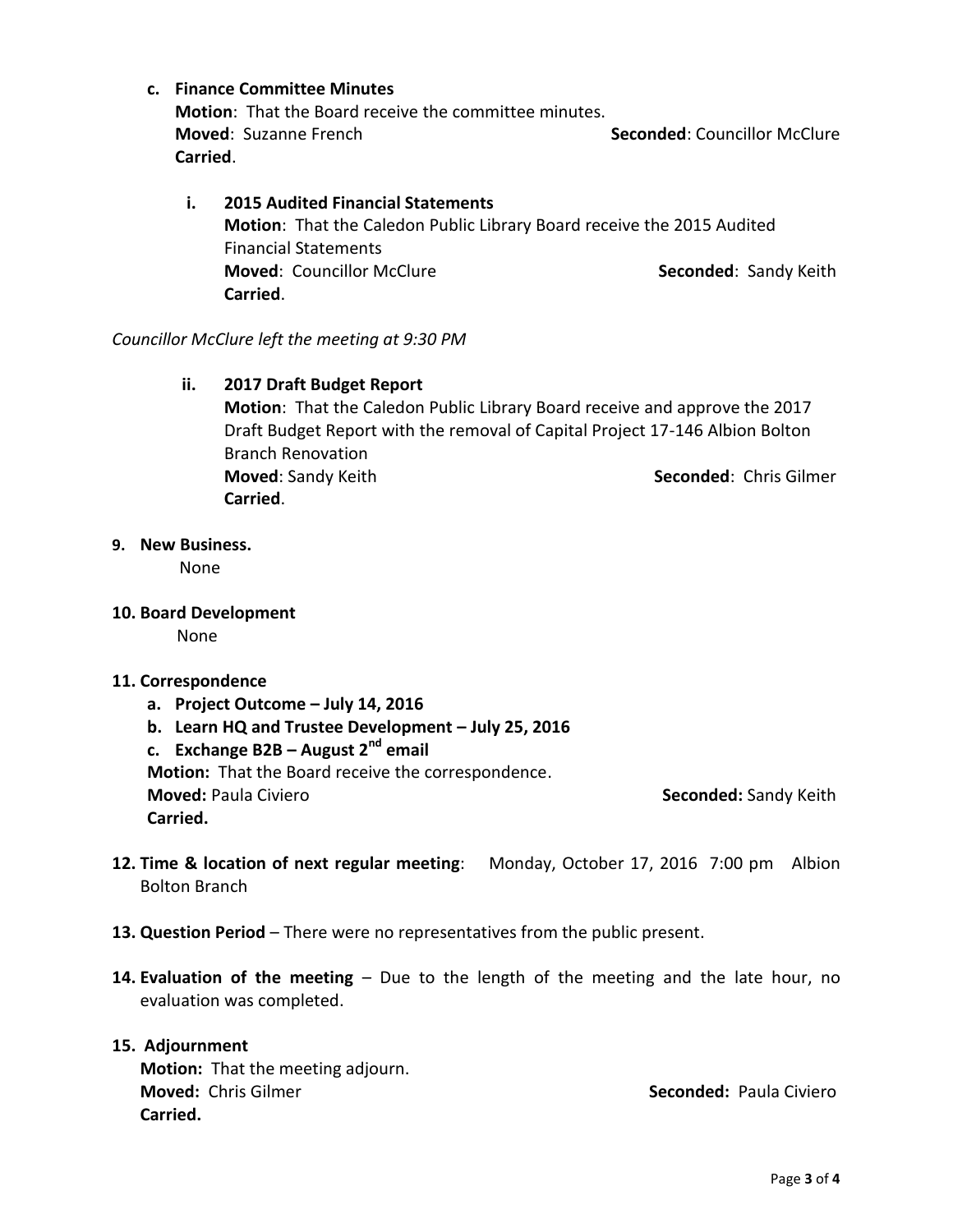**c. Finance Committee Minutes**

**Motion**: That the Board receive the committee minutes.

**Moved**: Suzanne French **Seconded**: Councillor McClure

**Carried**.

**i. 2015 Audited Financial Statements**

**Motion**: That the Caledon Public Library Board receive the 2015 Audited Financial Statements

**Moved**: Councillor McClure **Seconded**: Sandy Keith

**Carried**.

*Councillor McClure left the meeting at 9:30 PM*

**ii. 2017 Draft Budget Report**

**Motion**: That the Caledon Public Library Board receive and approve the 2017 Draft Budget Report with the removal of Capital Project 17-146 Albion Bolton Branch Renovation

**Moved**: Sandy Keith **Seconded**: Chris Gilmer

**Carried**.

**9. New Business.**

None

**10. Board Development**

None

**11. Correspondence**

a. **Project Outcome – July 14, 2016**
b. **Learn HQ and Trustee Development – July 25, 2016**
c. **Exchange B2B – August 2nd email**

**Motion:** That the Board receive the correspondence.

**Moved:** Paula Civiero **Seconded:** Sandy Keith

**Carried.**

**12. Time & location of next regular meeting**: Monday, October 17, 2016 7:00 pm Albion Bolton Branch

**13. Question Period** – There were no representatives from the public present.

**14. Evaluation of the meeting** – Due to the length of the meeting and the late hour, no evaluation was completed.

**15. Adjournment**

**Motion:** That the meeting adjourn.

**Moved:** Chris Gilmer **Seconded:** Paula Civiero

**Carried.**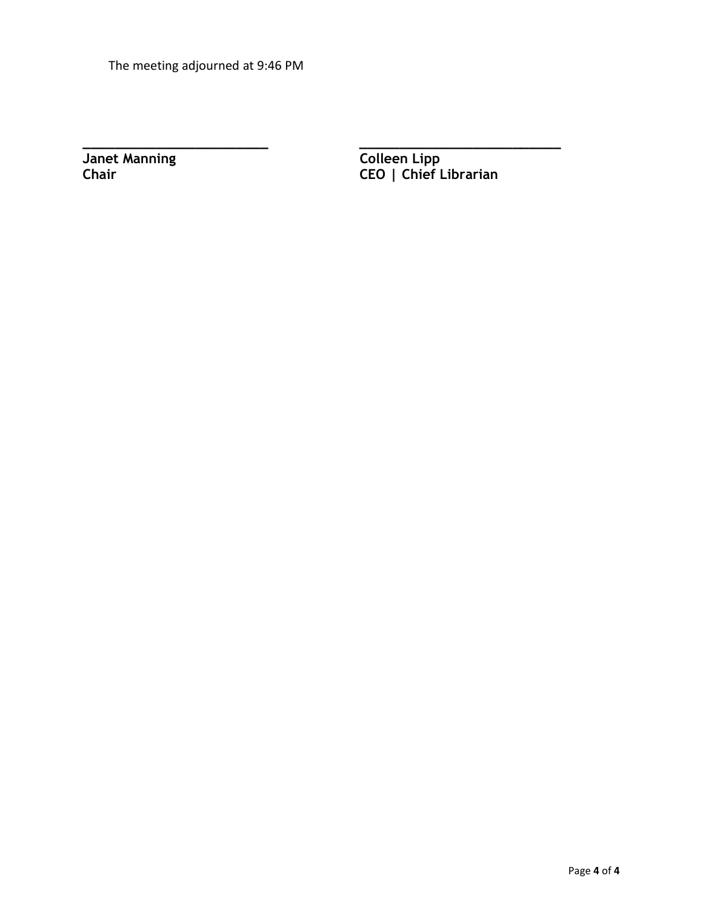The meeting adjourned at 9:46 PM

_________________________
**Janet Manning**
**Chair**

____________________________
**Colleen Lipp**
**CEO | Chief Librarian**